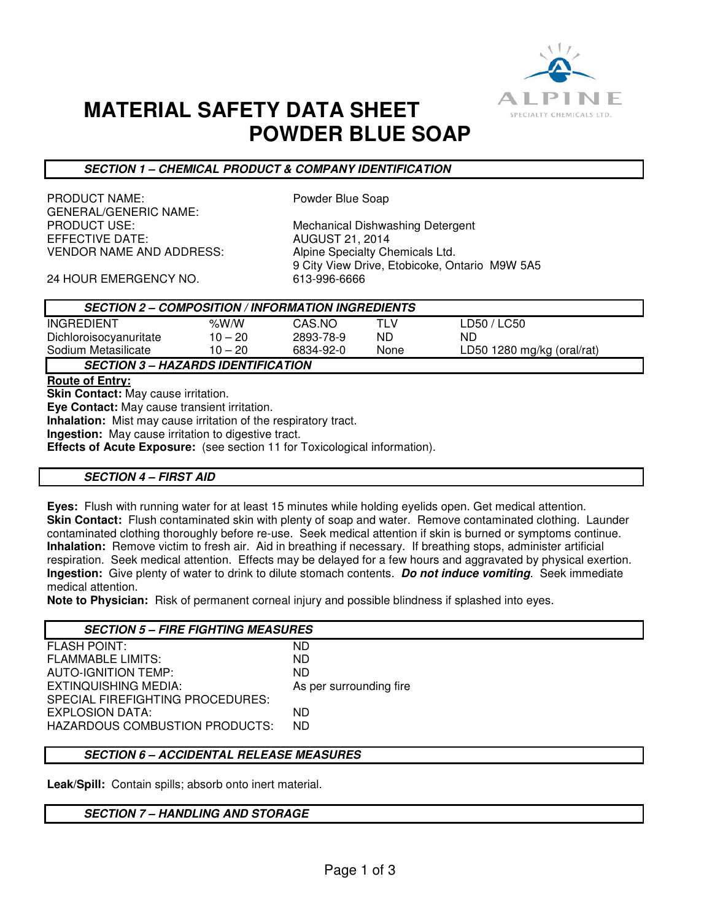# MATERIAL SAFETY DATA SHEET
# POWDER BLUE SOAP

## SECTION 1 – CHEMICAL PRODUCT & COMPANY IDENTIFICATION

| | |
|---|---|
| PRODUCT NAME: | Powder Blue Soap |
| GENERAL/GENERIC NAME: | |
| PRODUCT USE: | Mechanical Dishwashing Detergent |
| EFFECTIVE DATE: | AUGUST 21, 2014 |
| VENDOR NAME AND ADDRESS: | Alpine Specialty Chemicals Ltd.<br>9 City View Drive, Etobicoke, Ontario M9W 5A5 |
| 24 HOUR EMERGENCY NO. | 613-996-6666 |

## SECTION 2 – COMPOSITION / INFORMATION INGREDIENTS

| INGREDIENT | %W/W | CAS.NO | TLV | LD50 / LC50 |
|---|---|---|---|---|
| Dichloroisocyanuritate | 10 – 20 | 2893-78-9 | ND | ND |
| Sodium Metasilicate | 10 – 20 | 6834-92-0 | None | LD50 1280 mg/kg (oral/rat) |

## SECTION 3 – HAZARDS IDENTIFICATION

**Route of Entry:**

**Skin Contact:** May cause irritation.
**Eye Contact:** May cause transient irritation.
**Inhalation:** Mist may cause irritation of the respiratory tract.
**Ingestion:** May cause irritation to digestive tract.
**Effects of Acute Exposure:** (see section 11 for Toxicological information).

## SECTION 4 – FIRST AID

**Eyes:** Flush with running water for at least 15 minutes while holding eyelids open. Get medical attention.
**Skin Contact:** Flush contaminated skin with plenty of soap and water. Remove contaminated clothing. Launder contaminated clothing thoroughly before re-use. Seek medical attention if skin is burned or symptoms continue.
**Inhalation:** Remove victim to fresh air. Aid in breathing if necessary. If breathing stops, administer artificial respiration. Seek medical attention. Effects may be delayed for a few hours and aggravated by physical exertion.
**Ingestion:** Give plenty of water to drink to dilute stomach contents. ***Do not induce vomiting***. Seek immediate medical attention.
**Note to Physician:** Risk of permanent corneal injury and possible blindness if splashed into eyes.

## SECTION 5 – FIRE FIGHTING MEASURES

| | |
|---|---|
| FLASH POINT: | ND |
| FLAMMABLE LIMITS: | ND |
| AUTO-IGNITION TEMP: | ND |
| EXTINQUISHING MEDIA: | As per surrounding fire |
| SPECIAL FIREFIGHTING PROCEDURES: | |
| EXPLOSION DATA: | ND |
| HAZARDOUS COMBUSTION PRODUCTS: | ND |

## SECTION 6 – ACCIDENTAL RELEASE MEASURES

**Leak/Spill:** Contain spills; absorb onto inert material.

## SECTION 7 – HANDLING AND STORAGE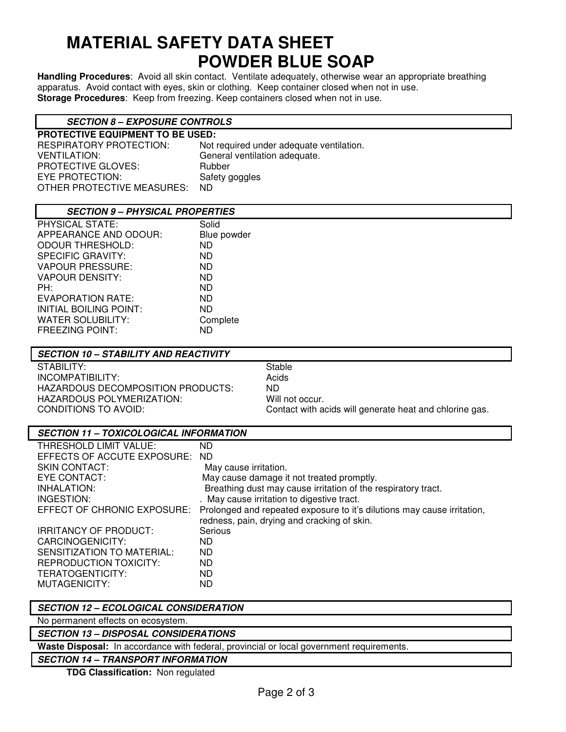# MATERIAL SAFETY DATA SHEET
# POWDER BLUE SOAP

**Handling Procedures**: Avoid all skin contact. Ventilate adequately, otherwise wear an appropriate breathing apparatus. Avoid contact with eyes, skin or clothing. Keep container closed when not in use.
**Storage Procedures**: Keep from freezing. Keep containers closed when not in use.

### *SECTION 8 – EXPOSURE CONTROLS*

**PROTECTIVE EQUIPMENT TO BE USED:**

| | |
|---|---|
| RESPIRATORY PROTECTION: | Not required under adequate ventilation. |
| VENTILATION: | General ventilation adequate. |
| PROTECTIVE GLOVES: | Rubber |
| EYE PROTECTION: | Safety goggles |
| OTHER PROTECTIVE MEASURES: | ND |

### *SECTION 9 – PHYSICAL PROPERTIES*

| | |
|---|---|
| PHYSICAL STATE: | Solid |
| APPEARANCE AND ODOUR: | Blue powder |
| ODOUR THRESHOLD: | ND |
| SPECIFIC GRAVITY: | ND |
| VAPOUR PRESSURE: | ND |
| VAPOUR DENSITY: | ND |
| PH: | ND |
| EVAPORATION RATE: | ND |
| INITIAL BOILING POINT: | ND |
| WATER SOLUBILITY: | Complete |
| FREEZING POINT: | ND |

### *SECTION 10 – STABILITY AND REACTIVITY*

| | |
|---|---|
| STABILITY: | Stable |
| INCOMPATIBILITY: | Acids |
| HAZARDOUS DECOMPOSITION PRODUCTS: | ND |
| HAZARDOUS POLYMERIZATION: | Will not occur. |
| CONDITIONS TO AVOID: | Contact with acids will generate heat and chlorine gas. |

### *SECTION 11 – TOXICOLOGICAL INFORMATION*

| | |
|---|---|
| THRESHOLD LIMIT VALUE: | ND |
| EFFECTS OF ACCUTE EXPOSURE: | ND |
| SKIN CONTACT: | May cause irritation. |
| EYE CONTACT: | May cause damage it not treated promptly. |
| INHALATION: | Breathing dust may cause irritation of the respiratory tract. |
| INGESTION: | . May cause irritation to digestive tract. |
| EFFECT OF CHRONIC EXPOSURE: | Prolonged and repeated exposure to it's dilutions may cause irritation, redness, pain, drying and cracking of skin. |
| IRRITANCY OF PRODUCT: | Serious |
| CARCINOGENICITY: | ND |
| SENSITIZATION TO MATERIAL: | ND |
| REPRODUCTION TOXICITY: | ND |
| TERATOGENTICITY: | ND |
| MUTAGENICITY: | ND |

### *SECTION 12 – ECOLOGICAL CONSIDERATION*

No permanent effects on ecosystem.

### *SECTION 13 – DISPOSAL CONSIDERATIONS*

**Waste Disposal:** In accordance with federal, provincial or local government requirements.

### *SECTION 14 – TRANSPORT INFORMATION*

**TDG Classification:** Non regulated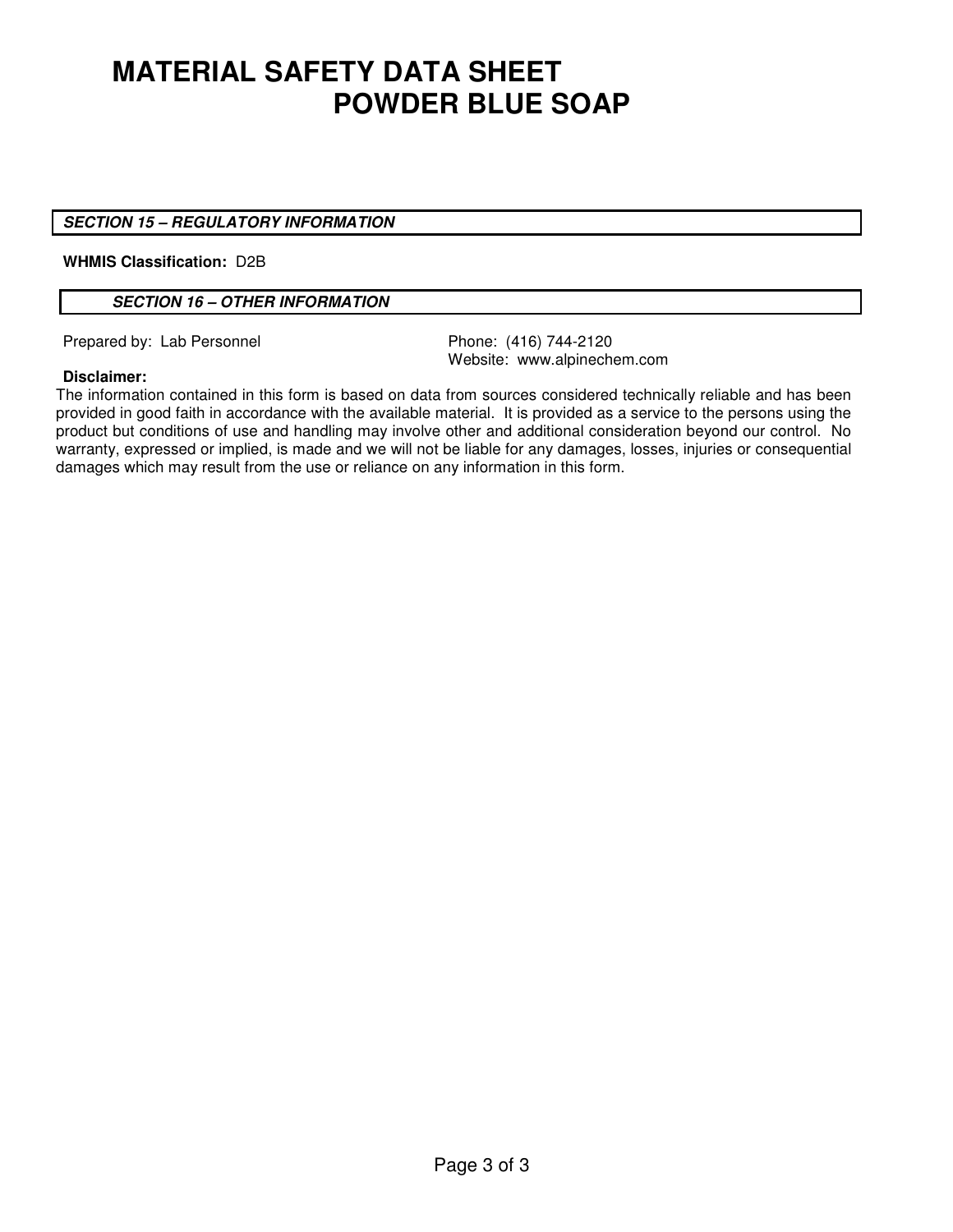# MATERIAL SAFETY DATA SHEET
# POWDER BLUE SOAP

***SECTION 15 – REGULATORY INFORMATION***

**WHMIS Classification:** D2B

***SECTION 16 – OTHER INFORMATION***

Prepared by: Lab Personnel

Phone: (416) 744-2120
Website: www.alpinechem.com

**Disclaimer:**
The information contained in this form is based on data from sources considered technically reliable and has been provided in good faith in accordance with the available material. It is provided as a service to the persons using the product but conditions of use and handling may involve other and additional consideration beyond our control. No warranty, expressed or implied, is made and we will not be liable for any damages, losses, injuries or consequential damages which may result from the use or reliance on any information in this form.